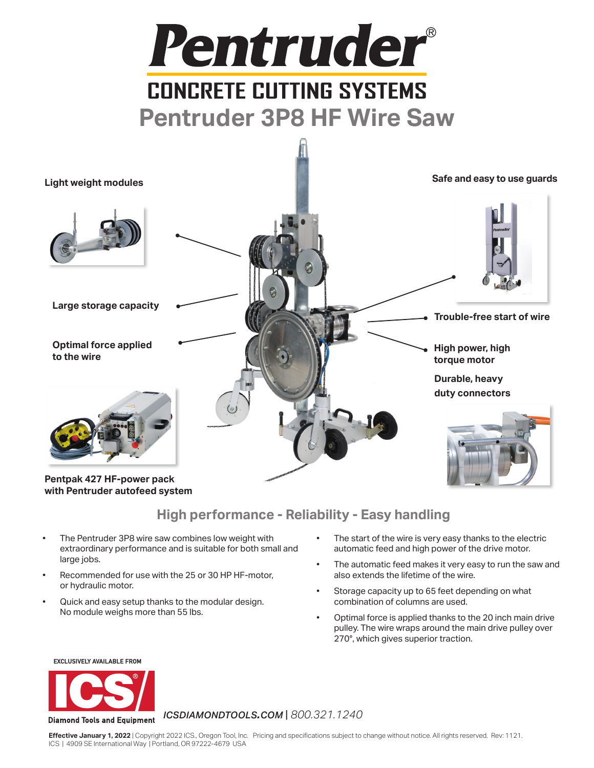# Pentruder®

## CONCRETE CUTTING SYSTEMS

## Pentruder 3P8 HF Wire Saw

**Light weight modules**

**Large storage capacity**

**Optimal force applied to the wire**

**Safe and easy to use guards**

**Trouble-free start of wire**

**High power, high torque motor**

**Durable, heavy duty connectors**

**Pentpak 427 HF-power pack with Pentruder autofeed system**

### High performance - Reliability - Easy handling

- The Pentruder 3P8 wire saw combines low weight with extraordinary performance and is suitable for both small and large jobs.
- Recommended for use with the 25 or 30 HP HF-motor, or hydraulic motor.
- Quick and easy setup thanks to the modular design. No module weighs more than 55 lbs.
- The start of the wire is very easy thanks to the electric automatic feed and high power of the drive motor.
- The automatic feed makes it very easy to run the saw and also extends the lifetime of the wire.
- Storage capacity up to 65 feet depending on what combination of columns are used.
- Optimal force is applied thanks to the 20 inch main drive pulley. The wire wraps around the main drive pulley over 270°, which gives superior traction.

EXCLUSIVELY AVAILABLE FROM

ICS® Diamond Tools and Equipment

*ICSDIAMONDTOOLS.COM* | *800.321.1240*

**Effective January 1, 2022** | Copyright 2022 ICS., Oregon Tool, Inc. Pricing and specifications subject to change without notice. All rights reserved. Rev: 1121.
ICS | 4909 SE International Way | Portland, OR 97222-4679 USA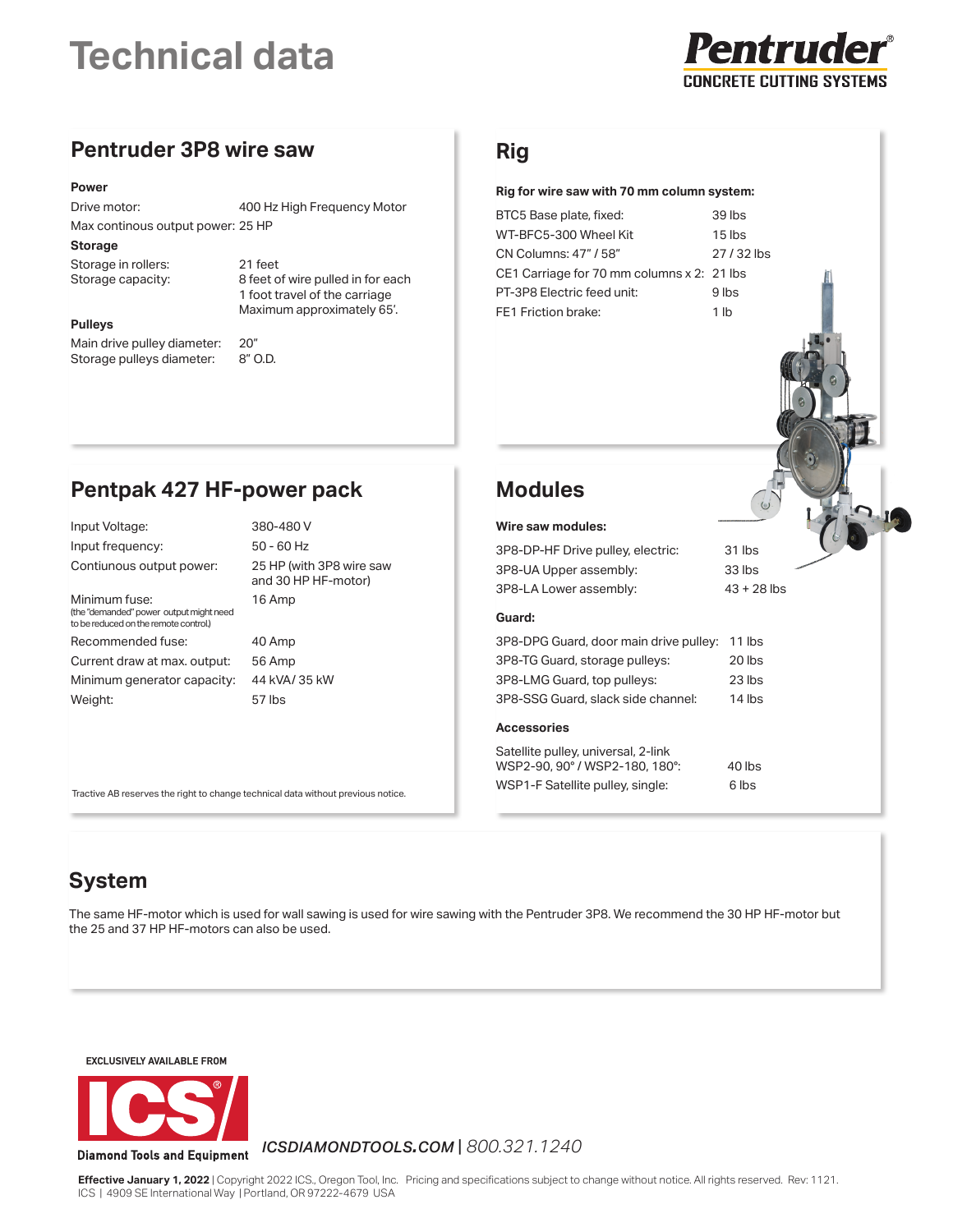# Technical data

## Pentruder 3P8 wire saw

### Power

| | |
|---|---|
| Drive motor: | 400 Hz High Frequency Motor |
| Max continous output power: | 25 HP |

### Storage

| | |
|---|---|
| Storage in rollers: | 21 feet |
| Storage capacity: | 8 feet of wire pulled in for each 1 foot travel of the carriage Maximum approximately 65'. |

### Pulleys

| | |
|---|---|
| Main drive pulley diameter: | 20" |
| Storage pulleys diameter: | 8" O.D. |

## Pentpak 427 HF-power pack

| | |
|---|---|
| Input Voltage: | 380-480 V |
| Input frequency: | 50 - 60 Hz |
| Contiunous output power: | 25 HP (with 3P8 wire saw and 30 HP HF-motor) |
| Minimum fuse: (the "demanded" power output might need to be reduced on the remote control) | 16 Amp |
| Recommended fuse: | 40 Amp |
| Current draw at max. output: | 56 Amp |
| Minimum generator capacity: | 44 kVA/ 35 kW |
| Weight: | 57 lbs |

Tractive AB reserves the right to change technical data without previous notice.

## Rig

**Rig for wire saw with 70 mm column system:**

| | |
|---|---|
| BTC5 Base plate, fixed: | 39 lbs |
| WT-BFC5-300 Wheel Kit | 15 lbs |
| CN Columns: 47" / 58" | 27 / 32 lbs |
| CE1 Carriage for 70 mm columns x 2: | 21 lbs |
| PT-3P8 Electric feed unit: | 9 lbs |
| FE1 Friction brake: | 1 lb |

## Modules

**Wire saw modules:**

| | |
|---|---|
| 3P8-DP-HF Drive pulley, electric: | 31 lbs |
| 3P8-UA Upper assembly: | 33 lbs |
| 3P8-LA Lower assembly: | 43 + 28 lbs |

**Guard:**

| | |
|---|---|
| 3P8-DPG Guard, door main drive pulley: | 11 lbs |
| 3P8-TG Guard, storage pulleys: | 20 lbs |
| 3P8-LMG Guard, top pulleys: | 23 lbs |
| 3P8-SSG Guard, slack side channel: | 14 lbs |

**Accessories**

| | |
|---|---|
| Satellite pulley, universal, 2-link WSP2-90, 90° / WSP2-180, 180°: | 40 lbs |
| WSP1-F Satellite pulley, single: | 6 lbs |

## System

The same HF-motor which is used for wall sawing is used for wire sawing with the Pentruder 3P8. We recommend the 30 HP HF-motor but the 25 and 37 HP HF-motors can also be used.

EXCLUSIVELY AVAILABLE FROM

Diamond Tools and Equipment

*ICSDIAMONDTOOLS.COM* | *800.321.1240*

**Effective January 1, 2022** | Copyright 2022 ICS, Oregon Tool, Inc. Pricing and specifications subject to change without notice. All rights reserved. Rev: 1121.
ICS | 4909 SE International Way | Portland, OR 97222-4679 USA